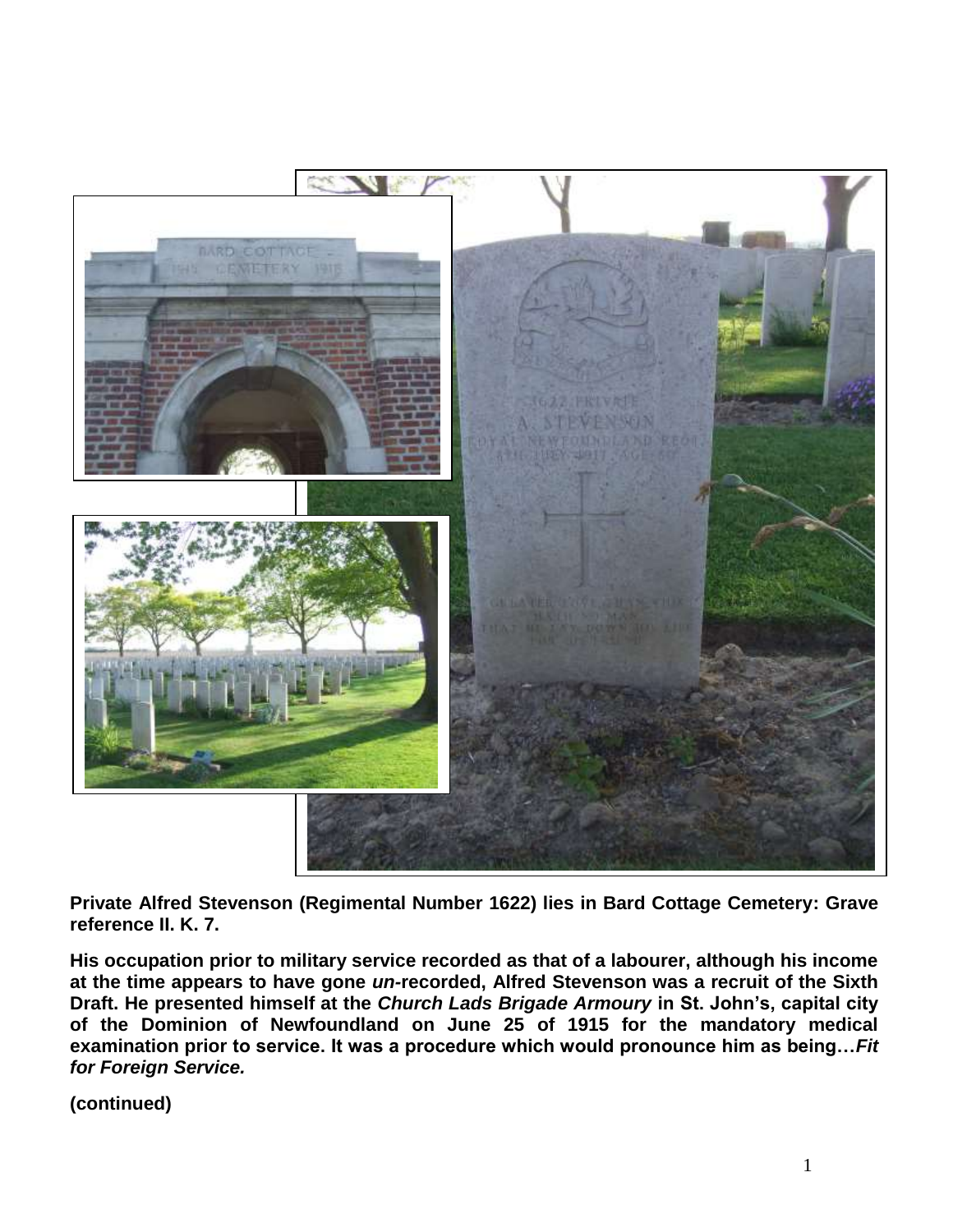**Private Alfred Stevenson (Regimental Number 1622) lies in Bard Cottage Cemetery: Grave reference II. K. 7.**

**His occupation prior to military service recorded as that of a labourer, although his income at the time appears to have gone *un*-recorded, Alfred Stevenson was a recruit of the Sixth Draft. He presented himself at the *Church Lads Brigade Armoury* in St. John's, capital city of the Dominion of Newfoundland on June 25 of 1915 for the mandatory medical examination prior to service. It was a procedure which would pronounce him as being…*Fit for Foreign Service.***

**(continued)**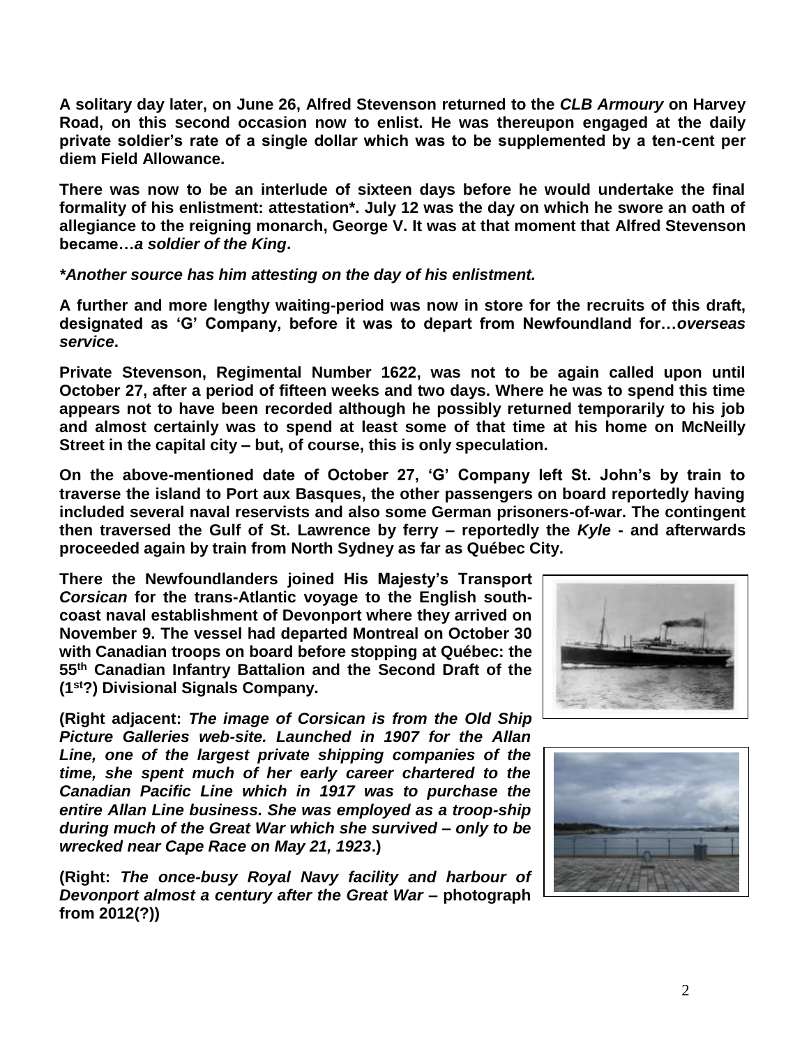**A solitary day later, on June 26, Alfred Stevenson returned to the *CLB Armoury* on Harvey Road, on this second occasion now to enlist. He was thereupon engaged at the daily private soldier's rate of a single dollar which was to be supplemented by a ten-cent per diem Field Allowance.**

**There was now to be an interlude of sixteen days before he would undertake the final formality of his enlistment: attestation\*. July 12 was the day on which he swore an oath of allegiance to the reigning monarch, George V. It was at that moment that Alfred Stevenson became…*a soldier of the King*.**

***\*Another source has him attesting on the day of his enlistment.***

**A further and more lengthy waiting-period was now in store for the recruits of this draft, designated as 'G' Company, before it was to depart from Newfoundland for…*overseas service*.**

**Private Stevenson, Regimental Number 1622, was not to be again called upon until October 27, after a period of fifteen weeks and two days. Where he was to spend this time appears not to have been recorded although he possibly returned temporarily to his job and almost certainly was to spend at least some of that time at his home on McNeilly Street in the capital city – but, of course, this is only speculation.**

**On the above-mentioned date of October 27, 'G' Company left St. John's by train to traverse the island to Port aux Basques, the other passengers on board reportedly having included several naval reservists and also some German prisoners-of-war. The contingent then traversed the Gulf of St. Lawrence by ferry – reportedly the *Kyle* - and afterwards proceeded again by train from North Sydney as far as Québec City.**

**There the Newfoundlanders joined His Majesty's Transport *Corsican* for the trans-Atlantic voyage to the English south-coast naval establishment of Devonport where they arrived on November 9. The vessel had departed Montreal on October 30 with Canadian troops on board before stopping at Québec: the 55th Canadian Infantry Battalion and the Second Draft of the (1st?) Divisional Signals Company.**

**(Right adjacent: *The image of Corsican is from the Old Ship Picture Galleries web-site. Launched in 1907 for the Allan Line, one of the largest private shipping companies of the time, she spent much of her early career chartered to the Canadian Pacific Line which in 1917 was to purchase the entire Allan Line business. She was employed as a troop-ship during much of the Great War which she survived – only to be wrecked near Cape Race on May 21, 1923*.)**

**(Right: *The once-busy Royal Navy facility and harbour of Devonport almost a century after the Great War* – photograph from 2012(?))**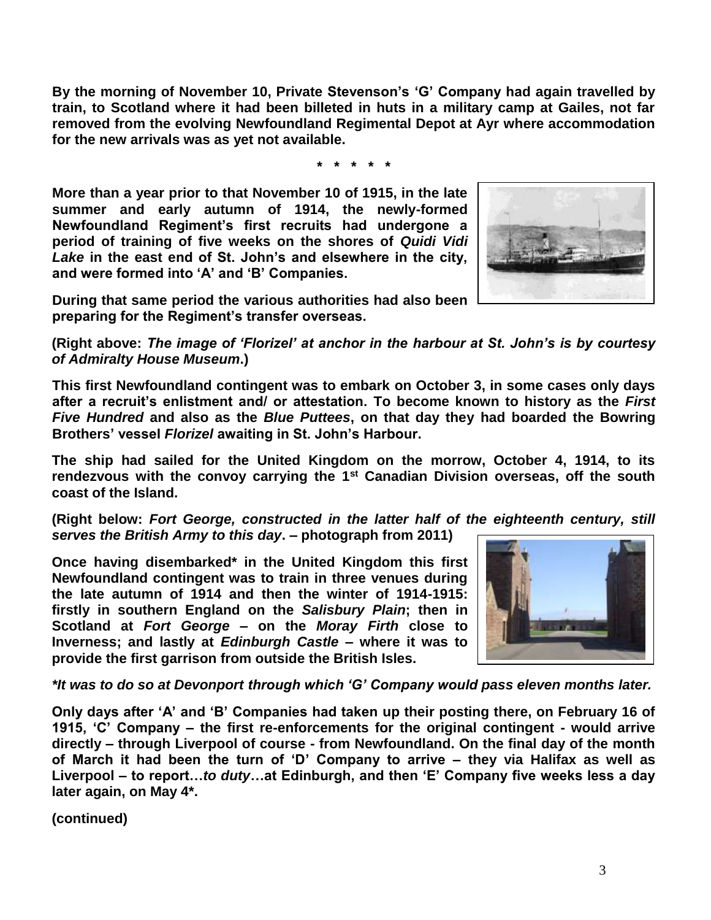**By the morning of November 10, Private Stevenson's 'G' Company had again travelled by train, to Scotland where it had been billeted in huts in a military camp at Gailes, not far removed from the evolving Newfoundland Regimental Depot at Ayr where accommodation for the new arrivals was as yet not available.**

**\* \* \* \* \***

**More than a year prior to that November 10 of 1915, in the late summer and early autumn of 1914, the newly-formed Newfoundland Regiment's first recruits had undergone a period of training of five weeks on the shores of *Quidi Vidi Lake* in the east end of St. John's and elsewhere in the city, and were formed into 'A' and 'B' Companies.**

**During that same period the various authorities had also been preparing for the Regiment's transfer overseas.**

**(Right above: *The image of 'Florizel' at anchor in the harbour at St. John's is by courtesy of Admiralty House Museum*.)**

**This first Newfoundland contingent was to embark on October 3, in some cases only days after a recruit's enlistment and/ or attestation. To become known to history as the *First Five Hundred* and also as the *Blue Puttees*, on that day they had boarded the Bowring Brothers' vessel *Florizel* awaiting in St. John's Harbour.**

**The ship had sailed for the United Kingdom on the morrow, October 4, 1914, to its rendezvous with the convoy carrying the 1st Canadian Division overseas, off the south coast of the Island.**

**(Right below: *Fort George, constructed in the latter half of the eighteenth century, still serves the British Army to this day*. – photograph from 2011)**

**Once having disembarked\* in the United Kingdom this first Newfoundland contingent was to train in three venues during the late autumn of 1914 and then the winter of 1914-1915: firstly in southern England on the *Salisbury Plain*; then in Scotland at *Fort George* – on the *Moray Firth* close to Inverness; and lastly at *Edinburgh Castle* – where it was to provide the first garrison from outside the British Isles.**

***\*It was to do so at Devonport through which 'G' Company would pass eleven months later.***

**Only days after 'A' and 'B' Companies had taken up their posting there, on February 16 of 1915, 'C' Company – the first re-enforcements for the original contingent - would arrive directly – through Liverpool of course - from Newfoundland. On the final day of the month of March it had been the turn of 'D' Company to arrive – they via Halifax as well as Liverpool – to report…*to duty*…at Edinburgh, and then 'E' Company five weeks less a day later again, on May 4\*.**

**(continued)**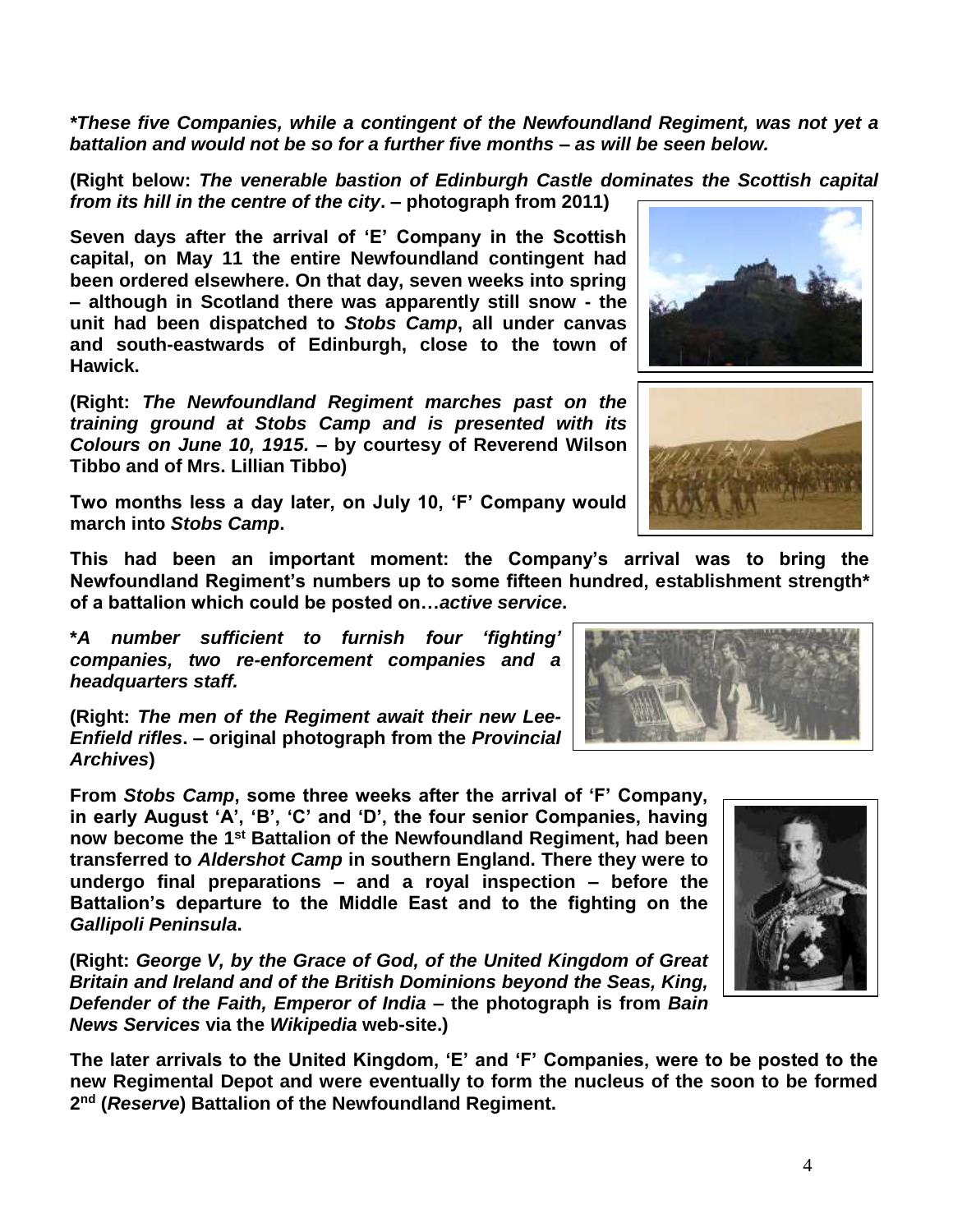***These five Companies, while a contingent of the Newfoundland Regiment, was not yet a battalion and would not be so for a further five months – as will be seen below.***

**(Right below: *The venerable bastion of Edinburgh Castle dominates the Scottish capital from its hill in the centre of the city*. – photograph from 2011)**

**Seven days after the arrival of 'E' Company in the Scottish capital, on May 11 the entire Newfoundland contingent had been ordered elsewhere. On that day, seven weeks into spring – although in Scotland there was apparently still snow - the unit had been dispatched to *Stobs Camp*, all under canvas and south-eastwards of Edinburgh, close to the town of Hawick.**

**(Right: *The Newfoundland Regiment marches past on the training ground at Stobs Camp and is presented with its Colours on June 10, 1915.* – by courtesy of Reverend Wilson Tibbo and of Mrs. Lillian Tibbo)**

**Two months less a day later, on July 10, 'F' Company would march into *Stobs Camp*.**

**This had been an important moment: the Company's arrival was to bring the Newfoundland Regiment's numbers up to some fifteen hundred, establishment strength* of a battalion which could be posted on…*active service*.**

***A number sufficient to furnish four 'fighting' companies, two re-enforcement companies and a headquarters staff.***

**(Right: *The men of the Regiment await their new Lee-Enfield rifles*. – original photograph from the *Provincial Archives*)**

**From *Stobs Camp*, some three weeks after the arrival of 'F' Company, in early August 'A', 'B', 'C' and 'D', the four senior Companies, having now become the 1st Battalion of the Newfoundland Regiment, had been transferred to *Aldershot Camp* in southern England. There they were to undergo final preparations – and a royal inspection – before the Battalion's departure to the Middle East and to the fighting on the *Gallipoli Peninsula*.**

**(Right: *George V, by the Grace of God, of the United Kingdom of Great Britain and Ireland and of the British Dominions beyond the Seas, King, Defender of the Faith, Emperor of India* – the photograph is from *Bain News Services* via the *Wikipedia* web-site.)**

**The later arrivals to the United Kingdom, 'E' and 'F' Companies, were to be posted to the new Regimental Depot and were eventually to form the nucleus of the soon to be formed 2nd (*Reserve*) Battalion of the Newfoundland Regiment.**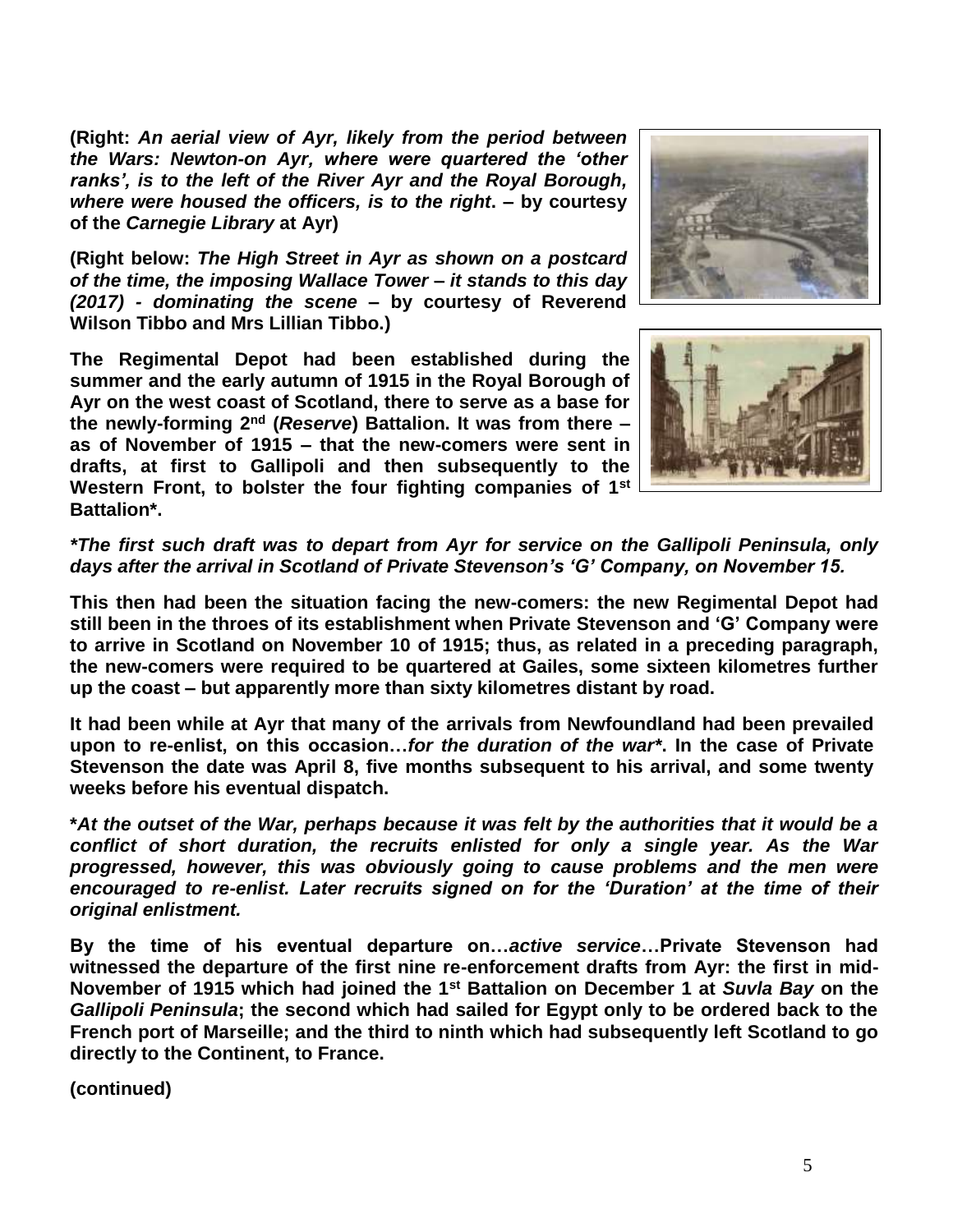**(Right:** ***An aerial view of Ayr, likely from the period between the Wars: Newton-on Ayr, where were quartered the 'other ranks', is to the left of the River Ayr and the Royal Borough, where were housed the officers, is to the right*****. – by courtesy of the** ***Carnegie Library*** **at Ayr)**

**(Right below:** ***The High Street in Ayr as shown on a postcard of the time, the imposing Wallace Tower – it stands to this day (2017) - dominating the scene*** **– by courtesy of Reverend Wilson Tibbo and Mrs Lillian Tibbo.)**

**The Regimental Depot had been established during the summer and the early autumn of 1915 in the Royal Borough of Ayr on the west coast of Scotland, there to serve as a base for the newly-forming 2nd (*Reserve*) Battalion. It was from there – as of November of 1915 – that the new-comers were sent in drafts, at first to Gallipoli and then subsequently to the Western Front, to bolster the four fighting companies of 1st Battalion*.**

***\*The first such draft was to depart from Ayr for service on the Gallipoli Peninsula, only days after the arrival in Scotland of Private Stevenson's 'G' Company, on November 15.***

**This then had been the situation facing the new-comers: the new Regimental Depot had still been in the throes of its establishment when Private Stevenson and 'G' Company were to arrive in Scotland on November 10 of 1915; thus, as related in a preceding paragraph, the new-comers were required to be quartered at Gailes, some sixteen kilometres further up the coast – but apparently more than sixty kilometres distant by road.**

**It had been while at Ayr that many of the arrivals from Newfoundland had been prevailed upon to re-enlist, on this occasion…*for the duration of the war*\*. In the case of Private Stevenson the date was April 8, five months subsequent to his arrival, and some twenty weeks before his eventual dispatch.**

***\*At the outset of the War, perhaps because it was felt by the authorities that it would be a conflict of short duration, the recruits enlisted for only a single year. As the War progressed, however, this was obviously going to cause problems and the men were encouraged to re-enlist. Later recruits signed on for the 'Duration' at the time of their original enlistment.***

**By the time of his eventual departure on…*active service*…Private Stevenson had witnessed the departure of the first nine re-enforcement drafts from Ayr: the first in mid-November of 1915 which had joined the 1st Battalion on December 1 at *Suvla Bay* on the *Gallipoli Peninsula*; the second which had sailed for Egypt only to be ordered back to the French port of Marseille; and the third to ninth which had subsequently left Scotland to go directly to the Continent, to France.**

**(continued)**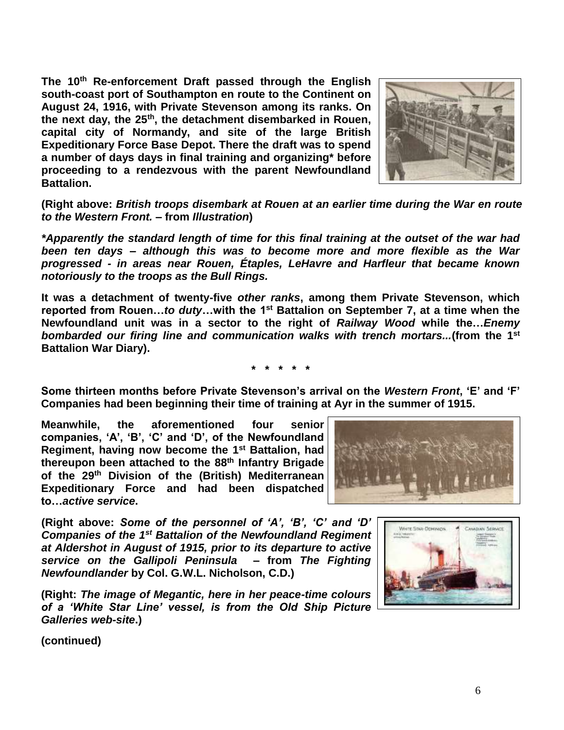**The 10th Re-enforcement Draft passed through the English south-coast port of Southampton en route to the Continent on August 24, 1916, with Private Stevenson among its ranks. On the next day, the 25th, the detachment disembarked in Rouen, capital city of Normandy, and site of the large British Expeditionary Force Base Depot. There the draft was to spend a number of days days in final training and organizing* before proceeding to a rendezvous with the parent Newfoundland Battalion.**

**(Right above: *British troops disembark at Rouen at an earlier time during the War en route to the Western Front.* – from *Illustration*)**

***\*Apparently the standard length of time for this final training at the outset of the war had been ten days – although this was to become more and more flexible as the War progressed - in areas near Rouen, Étaples, LeHavre and Harfleur that became known notoriously to the troops as the Bull Rings.***

**It was a detachment of twenty-five *other ranks*, among them Private Stevenson, which reported from Rouen…*to duty*…with the 1st Battalion on September 7, at a time when the Newfoundland unit was in a sector to the right of *Railway Wood* while the…*Enemy bombarded our firing line and communication walks with trench mortars...*(from the 1st Battalion War Diary).**

**\* \* \* \* \***

**Some thirteen months before Private Stevenson's arrival on the *Western Front*, 'E' and 'F' Companies had been beginning their time of training at Ayr in the summer of 1915.**

**Meanwhile, the aforementioned four senior companies, 'A', 'B', 'C' and 'D', of the Newfoundland Regiment, having now become the 1st Battalion, had thereupon been attached to the 88th Infantry Brigade of the 29th Division of the (British) Mediterranean Expeditionary Force and had been dispatched to…*active service*.**

**(Right above: *Some of the personnel of 'A', 'B', 'C' and 'D' Companies of the 1st Battalion of the Newfoundland Regiment at Aldershot in August of 1915, prior to its departure to active service on the Gallipoli Peninsula* – from *The Fighting Newfoundlander* by Col. G.W.L. Nicholson, C.D.)**

**(Right: *The image of Megantic, here in her peace-time colours of a 'White Star Line' vessel, is from the Old Ship Picture Galleries web-site*.)**

**(continued)**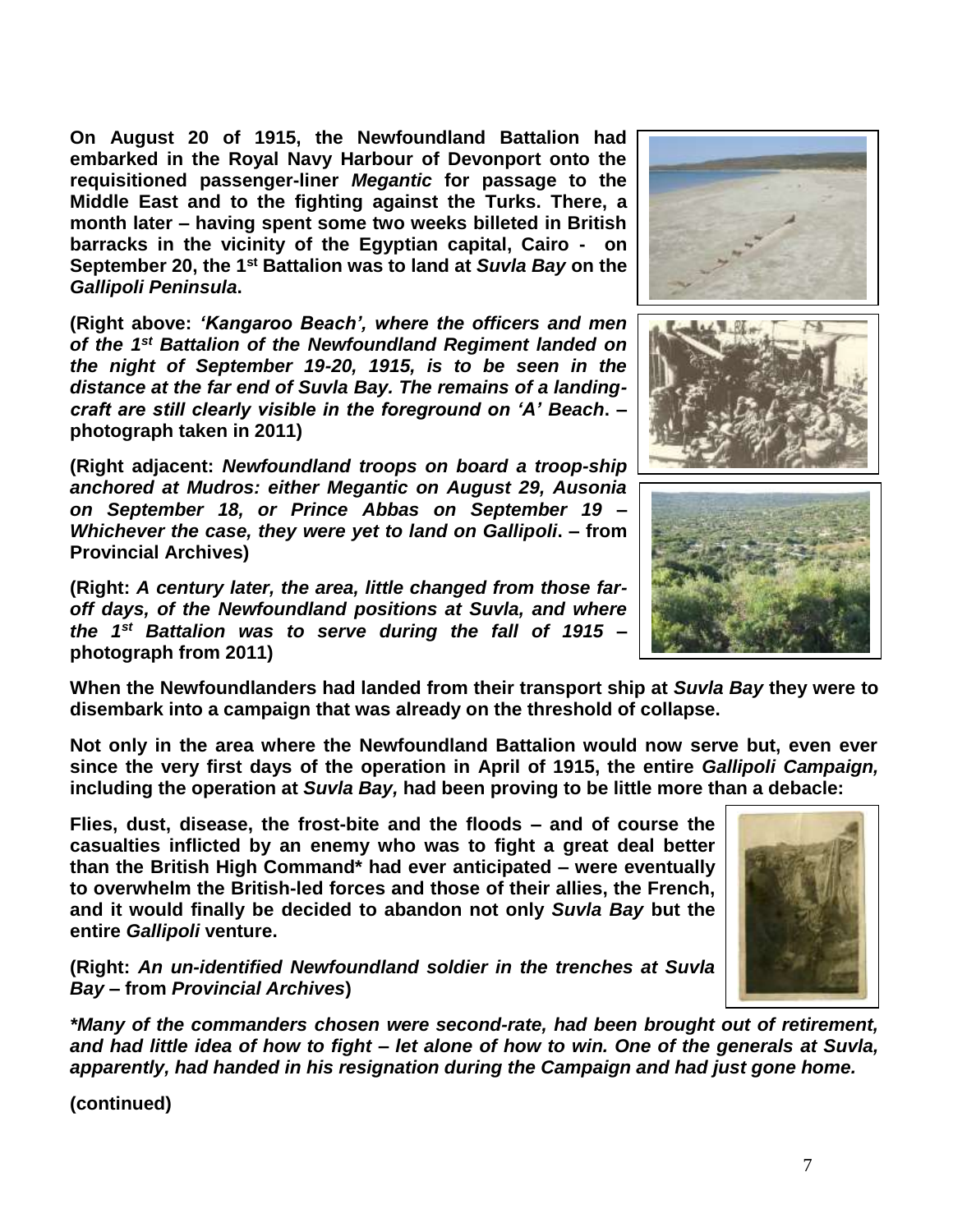**On August 20 of 1915, the Newfoundland Battalion had embarked in the Royal Navy Harbour of Devonport onto the requisitioned passenger-liner *Megantic* for passage to the Middle East and to the fighting against the Turks. There, a month later – having spent some two weeks billeted in British barracks in the vicinity of the Egyptian capital, Cairo - on September 20, the 1st Battalion was to land at *Suvla Bay* on the *Gallipoli Peninsula*.**

**(Right above: *'Kangaroo Beach', where the officers and men of the 1st Battalion of the Newfoundland Regiment landed on the night of September 19-20, 1915, is to be seen in the distance at the far end of Suvla Bay. The remains of a landing-craft are still clearly visible in the foreground on 'A' Beach*. – photograph taken in 2011)**

**(Right adjacent: *Newfoundland troops on board a troop-ship anchored at Mudros: either Megantic on August 29, Ausonia on September 18, or Prince Abbas on September 19 – Whichever the case, they were yet to land on Gallipoli*. – from Provincial Archives)**

**(Right: *A century later, the area, little changed from those far-off days, of the Newfoundland positions at Suvla, and where the 1st Battalion was to serve during the fall of 1915* – photograph from 2011)**

**When the Newfoundlanders had landed from their transport ship at *Suvla Bay* they were to disembark into a campaign that was already on the threshold of collapse.**

**Not only in the area where the Newfoundland Battalion would now serve but, even ever since the very first days of the operation in April of 1915, the entire *Gallipoli Campaign,* including the operation at *Suvla Bay,* had been proving to be little more than a debacle:**

**Flies, dust, disease, the frost-bite and the floods – and of course the casualties inflicted by an enemy who was to fight a great deal better than the British High Command* had ever anticipated – were eventually to overwhelm the British-led forces and those of their allies, the French, and it would finally be decided to abandon not only *Suvla Bay* but the entire *Gallipoli* venture.**

**(Right: *An un-identified Newfoundland soldier in the trenches at Suvla Bay* – from *Provincial Archives*)**

***\*Many of the commanders chosen were second-rate, had been brought out of retirement, and had little idea of how to fight – let alone of how to win. One of the generals at Suvla, apparently, had handed in his resignation during the Campaign and had just gone home.***

**(continued)**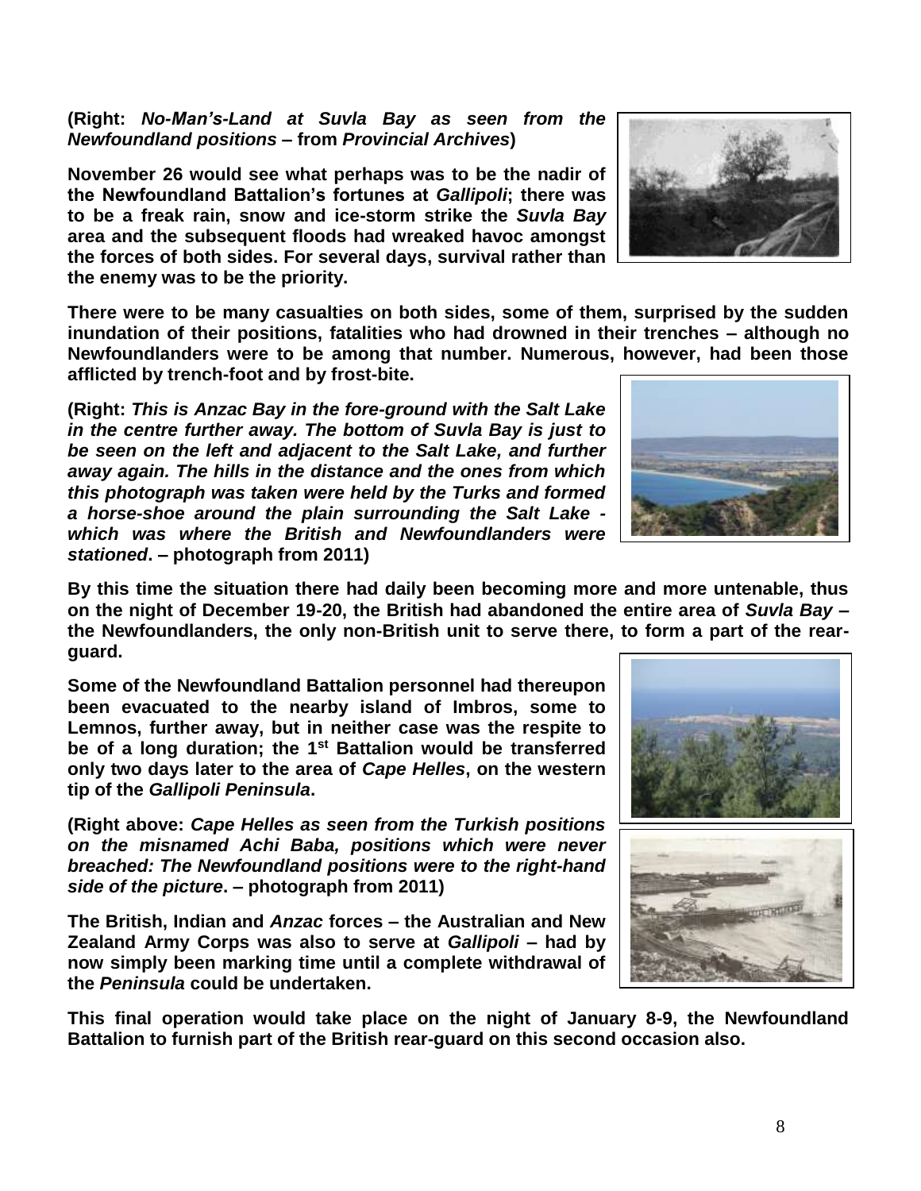**(Right: *No-Man's-Land at Suvla Bay as seen from the Newfoundland positions* – from *Provincial Archives*)**

**November 26 would see what perhaps was to be the nadir of the Newfoundland Battalion's fortunes at *Gallipoli*; there was to be a freak rain, snow and ice-storm strike the *Suvla Bay* area and the subsequent floods had wreaked havoc amongst the forces of both sides. For several days, survival rather than the enemy was to be the priority.**

**There were to be many casualties on both sides, some of them, surprised by the sudden inundation of their positions, fatalities who had drowned in their trenches – although no Newfoundlanders were to be among that number. Numerous, however, had been those afflicted by trench-foot and by frost-bite.**

**(Right: *This is Anzac Bay in the fore-ground with the Salt Lake in the centre further away. The bottom of Suvla Bay is just to be seen on the left and adjacent to the Salt Lake, and further away again. The hills in the distance and the ones from which this photograph was taken were held by the Turks and formed a horse-shoe around the plain surrounding the Salt Lake - which was where the British and Newfoundlanders were stationed*. – photograph from 2011)**

**By this time the situation there had daily been becoming more and more untenable, thus on the night of December 19-20, the British had abandoned the entire area of *Suvla Bay* – the Newfoundlanders, the only non-British unit to serve there, to form a part of the rear-guard.**

**Some of the Newfoundland Battalion personnel had thereupon been evacuated to the nearby island of Imbros, some to Lemnos, further away, but in neither case was the respite to be of a long duration; the 1st Battalion would be transferred only two days later to the area of *Cape Helles*, on the western tip of the *Gallipoli Peninsula*.**

**(Right above: *Cape Helles as seen from the Turkish positions on the misnamed Achi Baba, positions which were never breached: The Newfoundland positions were to the right-hand side of the picture*. – photograph from 2011)**

**The British, Indian and *Anzac* forces – the Australian and New Zealand Army Corps was also to serve at *Gallipoli* – had by now simply been marking time until a complete withdrawal of the *Peninsula* could be undertaken.**

**This final operation would take place on the night of January 8-9, the Newfoundland Battalion to furnish part of the British rear-guard on this second occasion also.**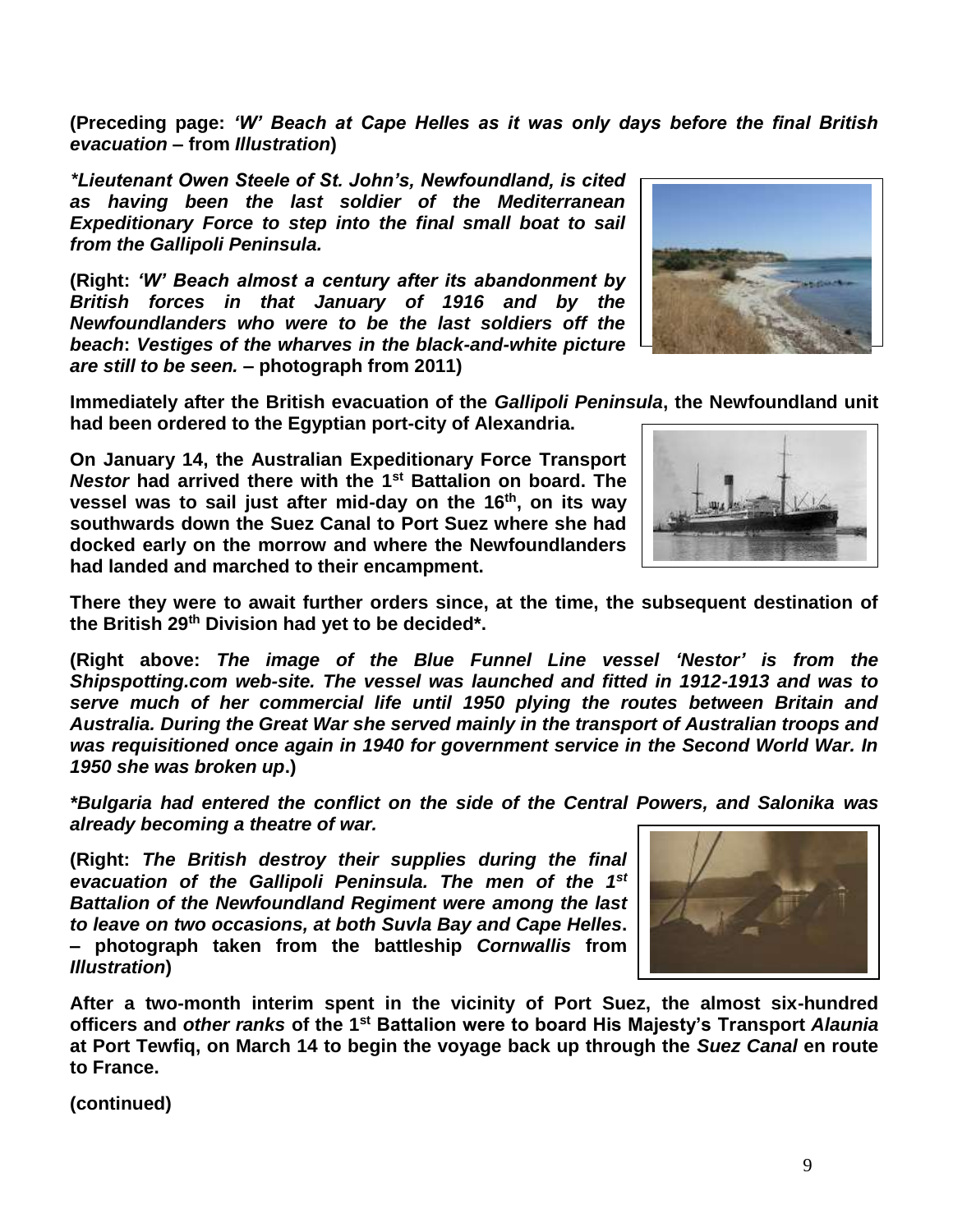**(Preceding page: *'W' Beach at Cape Helles as it was only days before the final British evacuation* – from *Illustration*)**

***\*Lieutenant Owen Steele of St. John's, Newfoundland, is cited as having been the last soldier of the Mediterranean Expeditionary Force to step into the final small boat to sail from the Gallipoli Peninsula.***

**(Right: *'W' Beach almost a century after its abandonment by British forces in that January of 1916 and by the Newfoundlanders who were to be the last soldiers off the beach*: *Vestiges of the wharves in the black-and-white picture are still to be seen.* – photograph from 2011)**

**Immediately after the British evacuation of the *Gallipoli Peninsula*, the Newfoundland unit had been ordered to the Egyptian port-city of Alexandria.**

**On January 14, the Australian Expeditionary Force Transport *Nestor* had arrived there with the 1st Battalion on board. The vessel was to sail just after mid-day on the 16th, on its way southwards down the Suez Canal to Port Suez where she had docked early on the morrow and where the Newfoundlanders had landed and marched to their encampment.**

**There they were to await further orders since, at the time, the subsequent destination of the British 29th Division had yet to be decided\*.**

**(Right above: *The image of the Blue Funnel Line vessel 'Nestor' is from the Shipspotting.com web-site. The vessel was launched and fitted in 1912-1913 and was to serve much of her commercial life until 1950 plying the routes between Britain and Australia. During the Great War she served mainly in the transport of Australian troops and was requisitioned once again in 1940 for government service in the Second World War. In 1950 she was broken up*.)**

***\*Bulgaria had entered the conflict on the side of the Central Powers, and Salonika was already becoming a theatre of war.***

**(Right: *The British destroy their supplies during the final evacuation of the Gallipoli Peninsula. The men of the 1st Battalion of the Newfoundland Regiment were among the last to leave on two occasions, at both Suvla Bay and Cape Helles*. – photograph taken from the battleship *Cornwallis* from *Illustration*)**

**After a two-month interim spent in the vicinity of Port Suez, the almost six-hundred officers and *other ranks* of the 1st Battalion were to board His Majesty's Transport *Alaunia* at Port Tewfiq, on March 14 to begin the voyage back up through the *Suez Canal* en route to France.**

**(continued)**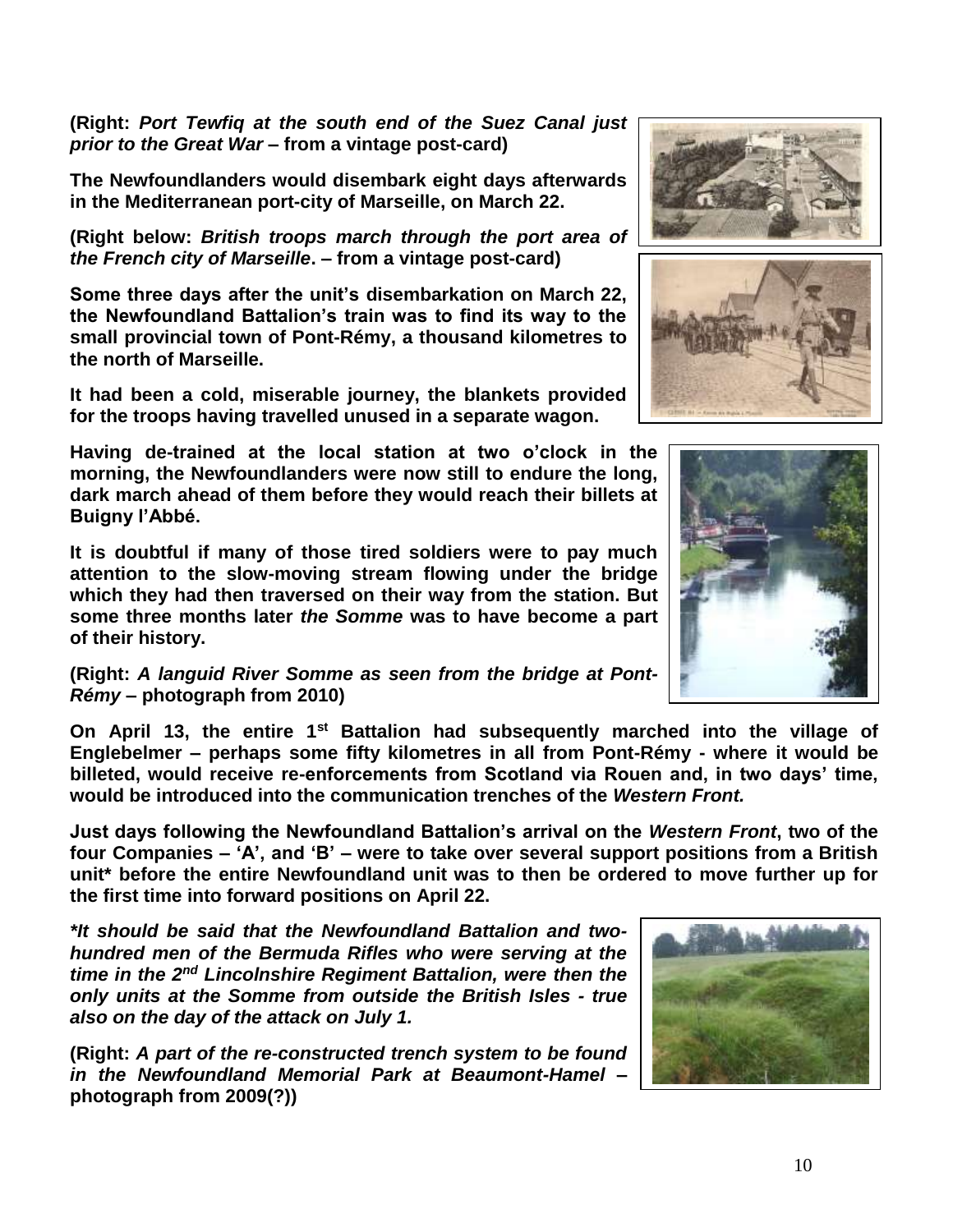**(Right: *Port Tewfiq at the south end of the Suez Canal just prior to the Great War* – from a vintage post-card)**

**The Newfoundlanders would disembark eight days afterwards in the Mediterranean port-city of Marseille, on March 22.**

**(Right below: *British troops march through the port area of the French city of Marseille*. – from a vintage post-card)**

**Some three days after the unit's disembarkation on March 22, the Newfoundland Battalion's train was to find its way to the small provincial town of Pont-Rémy, a thousand kilometres to the north of Marseille.**

**It had been a cold, miserable journey, the blankets provided for the troops having travelled unused in a separate wagon.**

**Having de-trained at the local station at two o'clock in the morning, the Newfoundlanders were now still to endure the long, dark march ahead of them before they would reach their billets at Buigny l'Abbé.**

**It is doubtful if many of those tired soldiers were to pay much attention to the slow-moving stream flowing under the bridge which they had then traversed on their way from the station. But some three months later *the Somme* was to have become a part of their history.**

**(Right: *A languid River Somme as seen from the bridge at Pont-Rémy* – photograph from 2010)**

**On April 13, the entire 1st Battalion had subsequently marched into the village of Englebelmer – perhaps some fifty kilometres in all from Pont-Rémy - where it would be billeted, would receive re-enforcements from Scotland via Rouen and, in two days' time, would be introduced into the communication trenches of the *Western Front.***

**Just days following the Newfoundland Battalion's arrival on the *Western Front*, two of the four Companies – 'A', and 'B' – were to take over several support positions from a British unit* before the entire Newfoundland unit was to then be ordered to move further up for the first time into forward positions on April 22.**

***\*It should be said that the Newfoundland Battalion and two-hundred men of the Bermuda Rifles who were serving at the time in the 2nd Lincolnshire Regiment Battalion, were then the only units at the Somme from outside the British Isles - true also on the day of the attack on July 1.***

**(Right: *A part of the re-constructed trench system to be found in the Newfoundland Memorial Park at Beaumont-Hamel* – photograph from 2009(?))**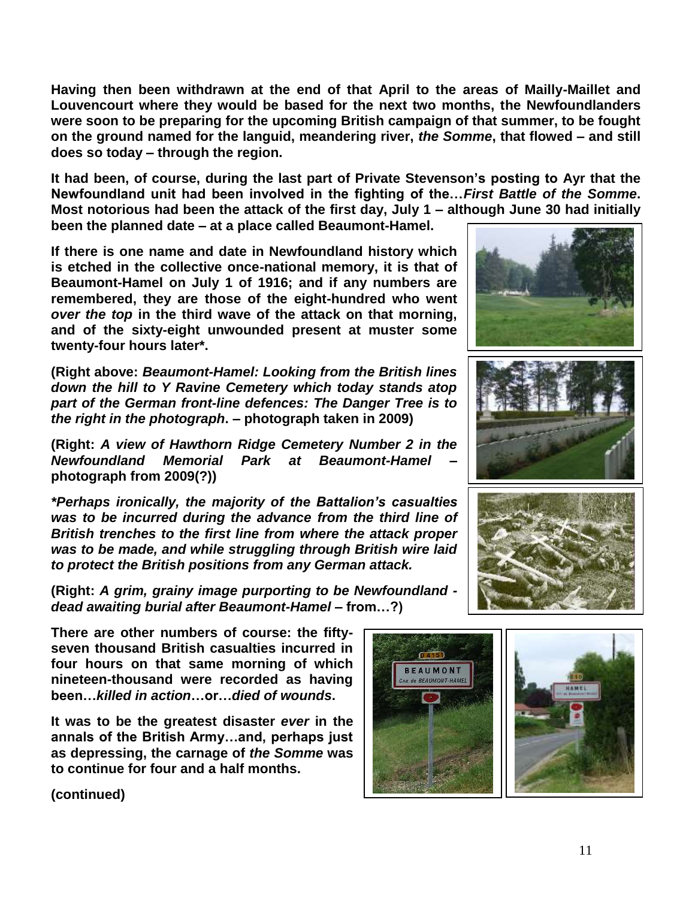**Having then been withdrawn at the end of that April to the areas of Mailly-Maillet and Louvencourt where they would be based for the next two months, the Newfoundlanders were soon to be preparing for the upcoming British campaign of that summer, to be fought on the ground named for the languid, meandering river, *the Somme*, that flowed – and still does so today – through the region.**

**It had been, of course, during the last part of Private Stevenson's posting to Ayr that the Newfoundland unit had been involved in the fighting of the…*First Battle of the Somme*. Most notorious had been the attack of the first day, July 1 – although June 30 had initially been the planned date – at a place called Beaumont-Hamel.**

**If there is one name and date in Newfoundland history which is etched in the collective once-national memory, it is that of Beaumont-Hamel on July 1 of 1916; and if any numbers are remembered, they are those of the eight-hundred who went *over the top* in the third wave of the attack on that morning, and of the sixty-eight unwounded present at muster some twenty-four hours later*.**

**(Right above: *Beaumont-Hamel: Looking from the British lines down the hill to Y Ravine Cemetery which today stands atop part of the German front-line defences: The Danger Tree is to the right in the photograph*. – photograph taken in 2009)**

**(Right: *A view of Hawthorn Ridge Cemetery Number 2 in the Newfoundland Memorial Park at Beaumont-Hamel* – photograph from 2009(?))**

***\*Perhaps ironically, the majority of the Battalion's casualties was to be incurred during the advance from the third line of British trenches to the first line from where the attack proper was to be made, and while struggling through British wire laid to protect the British positions from any German attack.***

**(Right: *A grim, grainy image purporting to be Newfoundland - dead awaiting burial after Beaumont-Hamel* – from…?)**

**There are other numbers of course: the fifty-seven thousand British casualties incurred in four hours on that same morning of which nineteen-thousand were recorded as having been…*killed in action*…or…*died of wounds*.**

**It was to be the greatest disaster *ever* in the annals of the British Army…and, perhaps just as depressing, the carnage of *the Somme* was to continue for four and a half months.**

**(continued)**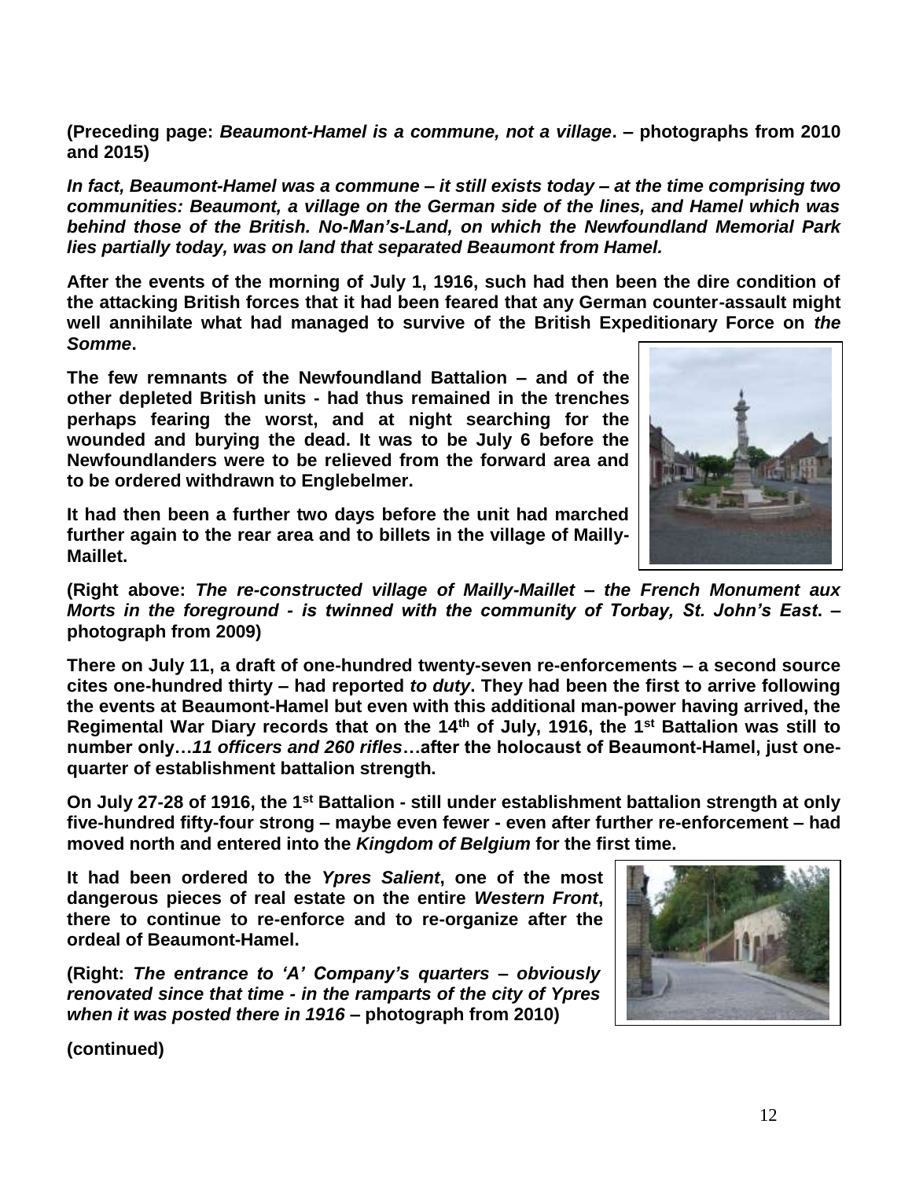**(Preceding page: *Beaumont-Hamel is a commune, not a village*. – photographs from 2010 and 2015)**

***In fact, Beaumont-Hamel was a commune – it still exists today – at the time comprising two communities: Beaumont, a village on the German side of the lines, and Hamel which was behind those of the British. No-Man's-Land, on which the Newfoundland Memorial Park lies partially today, was on land that separated Beaumont from Hamel.***

**After the events of the morning of July 1, 1916, such had then been the dire condition of the attacking British forces that it had been feared that any German counter-assault might well annihilate what had managed to survive of the British Expeditionary Force on *the Somme*.**

**The few remnants of the Newfoundland Battalion – and of the other depleted British units - had thus remained in the trenches perhaps fearing the worst, and at night searching for the wounded and burying the dead. It was to be July 6 before the Newfoundlanders were to be relieved from the forward area and to be ordered withdrawn to Englebelmer.**

**It had then been a further two days before the unit had marched further again to the rear area and to billets in the village of Mailly-Maillet.**

**(Right above: *The re-constructed village of Mailly-Maillet – the French Monument aux Morts in the foreground - is twinned with the community of Torbay, St. John's East*. – photograph from 2009)**

**There on July 11, a draft of one-hundred twenty-seven re-enforcements – a second source cites one-hundred thirty – had reported *to duty*. They had been the first to arrive following the events at Beaumont-Hamel but even with this additional man-power having arrived, the Regimental War Diary records that on the 14th of July, 1916, the 1st Battalion was still to number only…*11 officers and 260 rifles*…after the holocaust of Beaumont-Hamel, just one-quarter of establishment battalion strength.**

**On July 27-28 of 1916, the 1st Battalion - still under establishment battalion strength at only five-hundred fifty-four strong – maybe even fewer - even after further re-enforcement – had moved north and entered into the *Kingdom of Belgium* for the first time.**

**It had been ordered to the *Ypres Salient*, one of the most dangerous pieces of real estate on the entire *Western Front*, there to continue to re-enforce and to re-organize after the ordeal of Beaumont-Hamel.**

**(Right: *The entrance to 'A' Company's quarters – obviously renovated since that time - in the ramparts of the city of Ypres when it was posted there in 1916* – photograph from 2010)**

**(continued)**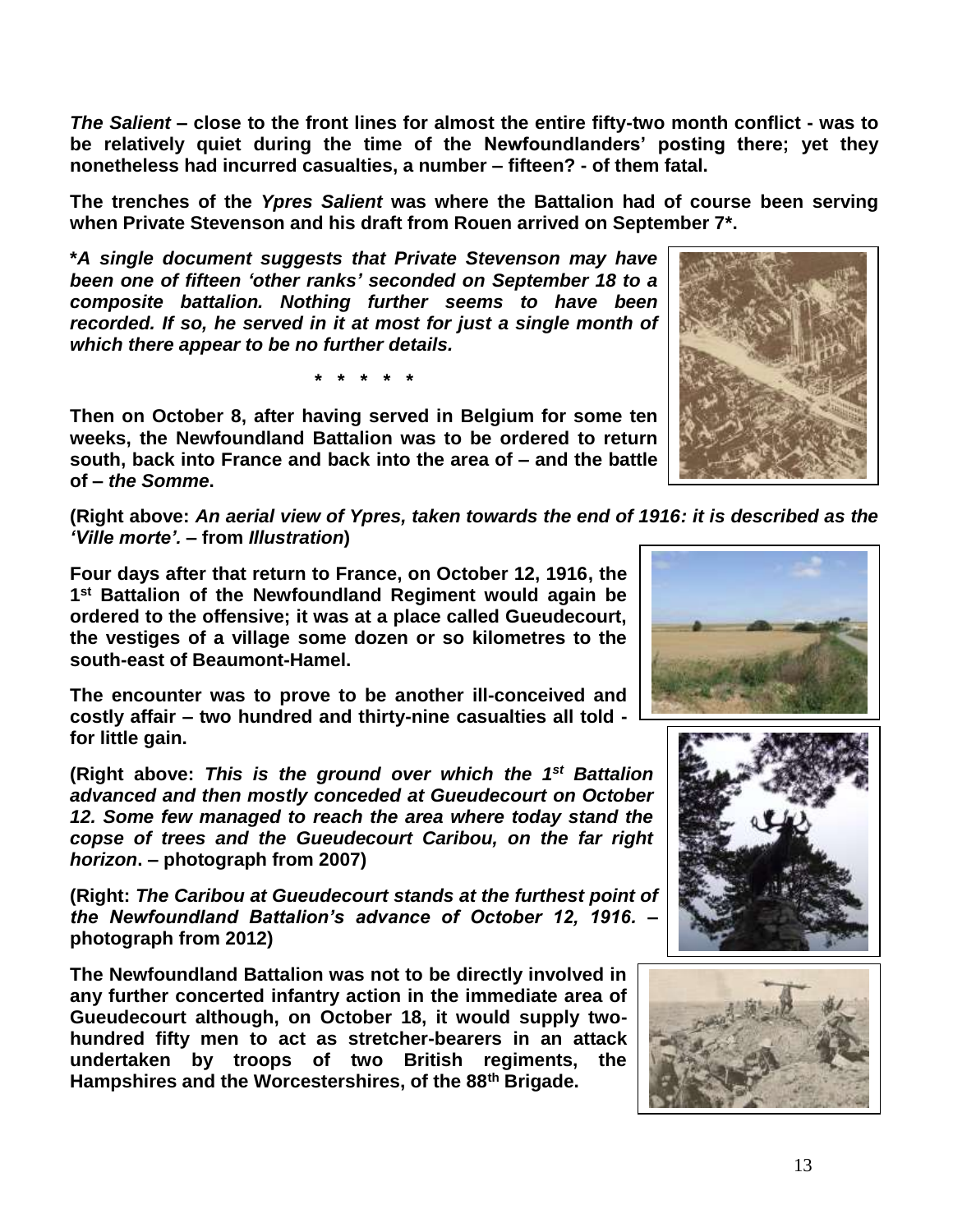***The Salient* – close to the front lines for almost the entire fifty-two month conflict - was to be relatively quiet during the time of the Newfoundlanders' posting there; yet they nonetheless had incurred casualties, a number – fifteen? - of them fatal.**

**The trenches of the *Ypres Salient* was where the Battalion had of course been serving when Private Stevenson and his draft from Rouen arrived on September 7*.**

***A single document suggests that Private Stevenson may have been one of fifteen 'other ranks' seconded on September 18 to a composite battalion. Nothing further seems to have been recorded. If so, he served in it at most for just a single month of which there appear to be no further details.***

**\* \* \* \* \***

**Then on October 8, after having served in Belgium for some ten weeks, the Newfoundland Battalion was to be ordered to return south, back into France and back into the area of – and the battle of – *the Somme*.**

**(Right above: *An aerial view of Ypres, taken towards the end of 1916: it is described as the 'Ville morte'.* – from *Illustration*)**

**Four days after that return to France, on October 12, 1916, the 1st Battalion of the Newfoundland Regiment would again be ordered to the offensive; it was at a place called Gueudecourt, the vestiges of a village some dozen or so kilometres to the south-east of Beaumont-Hamel.**

**The encounter was to prove to be another ill-conceived and costly affair – two hundred and thirty-nine casualties all told - for little gain.**

**(Right above: *This is the ground over which the 1st Battalion advanced and then mostly conceded at Gueudecourt on October 12. Some few managed to reach the area where today stand the copse of trees and the Gueudecourt Caribou, on the far right horizon*. – photograph from 2007)**

**(Right: *The Caribou at Gueudecourt stands at the furthest point of the Newfoundland Battalion's advance of October 12, 1916.* – photograph from 2012)**

**The Newfoundland Battalion was not to be directly involved in any further concerted infantry action in the immediate area of Gueudecourt although, on October 18, it would supply two-hundred fifty men to act as stretcher-bearers in an attack undertaken by troops of two British regiments, the Hampshires and the Worcestershires, of the 88th Brigade.**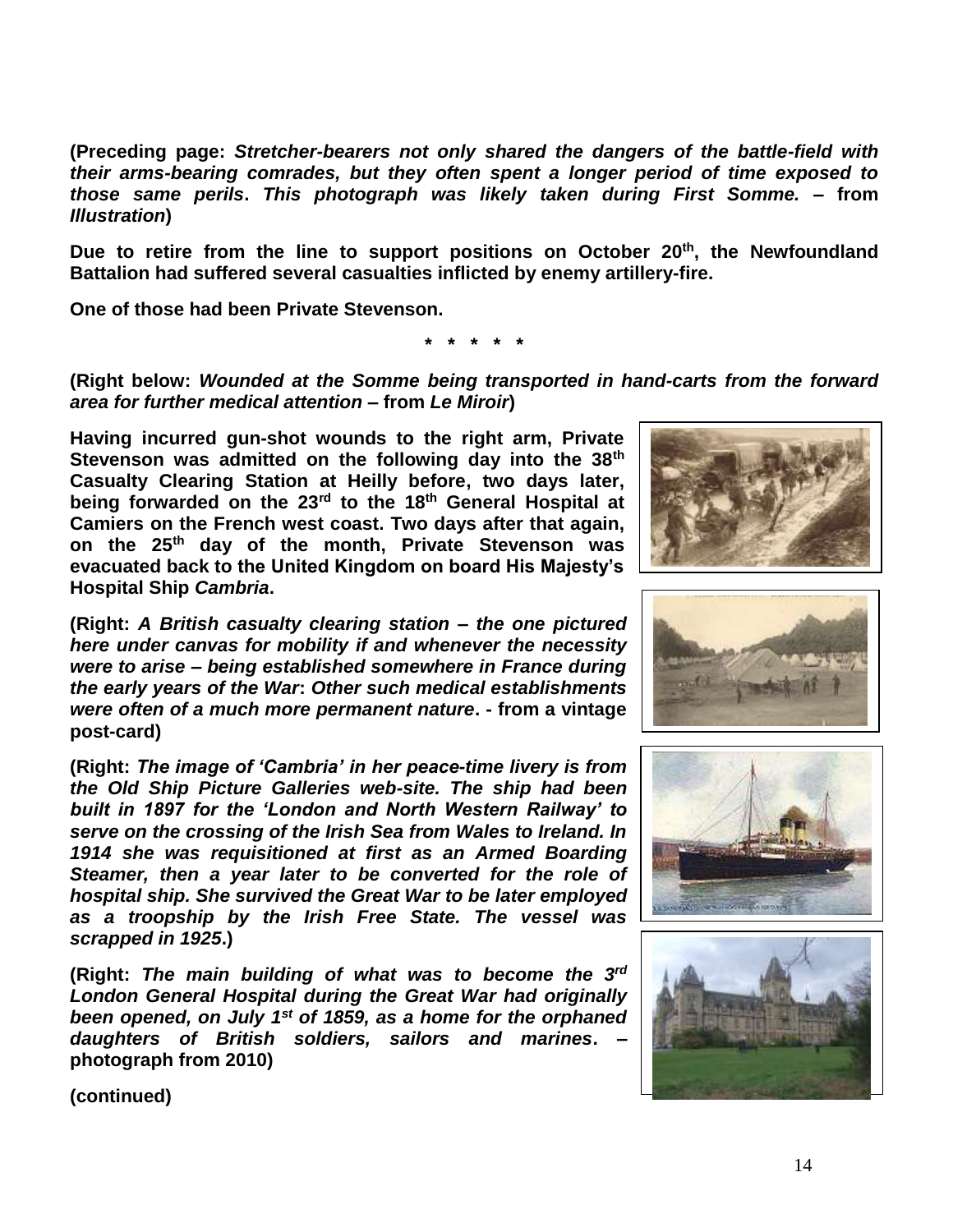**(Preceding page:** ***Stretcher-bearers not only shared the dangers of the battle-field with their arms-bearing comrades, but they often spent a longer period of time exposed to those same perils*****.** ***This photograph was likely taken during First Somme.*** **– from** ***Illustration*****)**

**Due to retire from the line to support positions on October 20th, the Newfoundland Battalion had suffered several casualties inflicted by enemy artillery-fire.**

**One of those had been Private Stevenson.**

**\* \* \* \* \***

**(Right below:** ***Wounded at the Somme being transported in hand-carts from the forward area for further medical attention*** **– from** ***Le Miroir*****)**

**Having incurred gun-shot wounds to the right arm, Private Stevenson was admitted on the following day into the 38th Casualty Clearing Station at Heilly before, two days later, being forwarded on the 23rd to the 18th General Hospital at Camiers on the French west coast. Two days after that again, on the 25th day of the month, Private Stevenson was evacuated back to the United Kingdom on board His Majesty's Hospital Ship** ***Cambria*****.**

**(Right:** ***A British casualty clearing station – the one pictured here under canvas for mobility if and whenever the necessity were to arise – being established somewhere in France during the early years of the War*****:** ***Other such medical establishments were often of a much more permanent nature*****. - from a vintage post-card)**

**(Right:** ***The image of 'Cambria' in her peace-time livery is from the Old Ship Picture Galleries web-site. The ship had been built in 1897 for the 'London and North Western Railway' to serve on the crossing of the Irish Sea from Wales to Ireland. In 1914 she was requisitioned at first as an Armed Boarding Steamer, then a year later to be converted for the role of hospital ship. She survived the Great War to be later employed as a troopship by the Irish Free State. The vessel was scrapped in 1925*****.)**

**(Right:** ***The main building of what was to become the 3rd London General Hospital during the Great War had originally been opened, on July 1st of 1859, as a home for the orphaned daughters of British soldiers, sailors and marines*****. – photograph from 2010)**

**(continued)**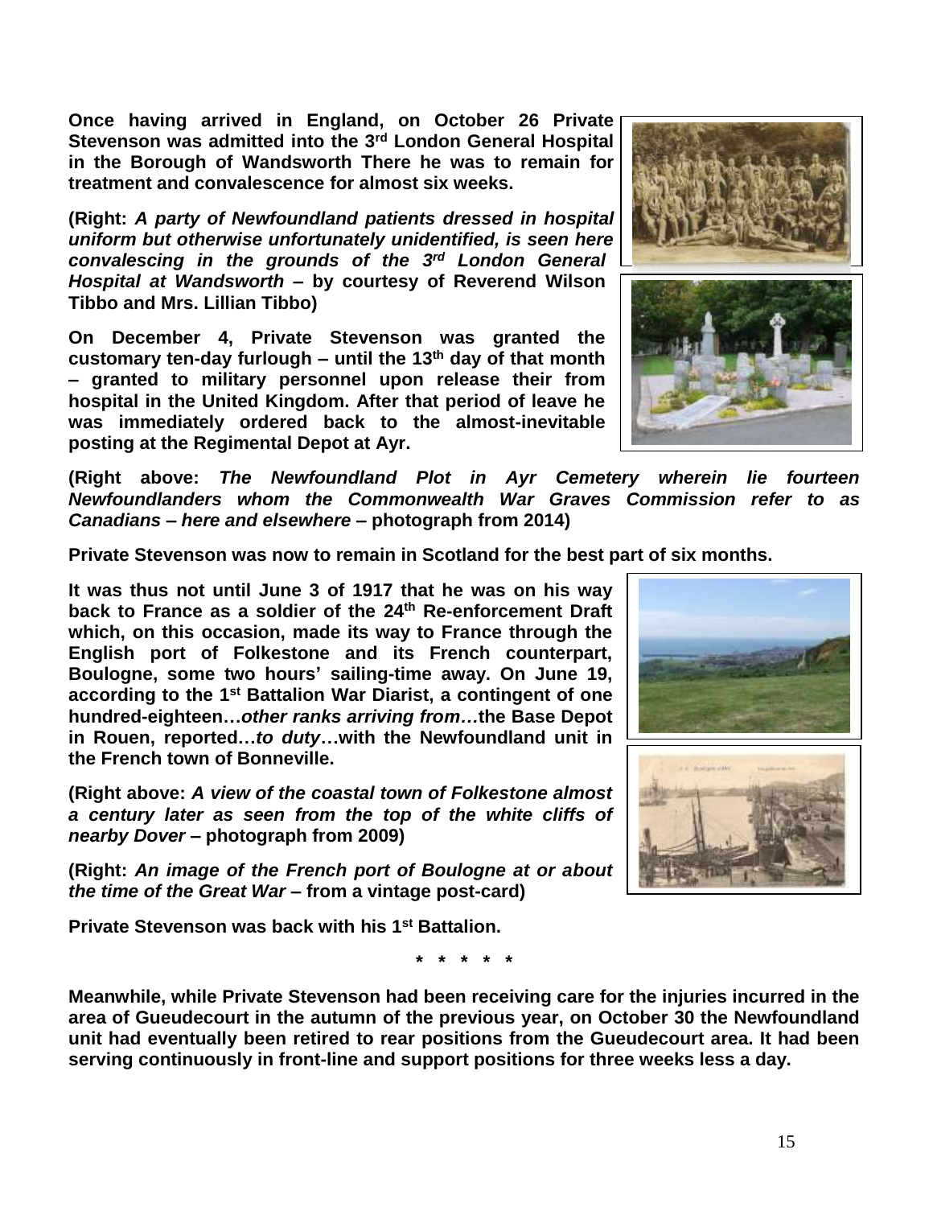**Once having arrived in England, on October 26 Private Stevenson was admitted into the 3rd London General Hospital in the Borough of Wandsworth There he was to remain for treatment and convalescence for almost six weeks.**

**(Right: *A party of Newfoundland patients dressed in hospital uniform but otherwise unfortunately unidentified, is seen here convalescing in the grounds of the 3rd London General Hospital at Wandsworth* – by courtesy of Reverend Wilson Tibbo and Mrs. Lillian Tibbo)**

**On December 4, Private Stevenson was granted the customary ten-day furlough – until the 13th day of that month – granted to military personnel upon release their from hospital in the United Kingdom. After that period of leave he was immediately ordered back to the almost-inevitable posting at the Regimental Depot at Ayr.**

**(Right above: *The Newfoundland Plot in Ayr Cemetery wherein lie fourteen Newfoundlanders whom the Commonwealth War Graves Commission refer to as Canadians – here and elsewhere* – photograph from 2014)**

**Private Stevenson was now to remain in Scotland for the best part of six months.**

**It was thus not until June 3 of 1917 that he was on his way back to France as a soldier of the 24th Re-enforcement Draft which, on this occasion, made its way to France through the English port of Folkestone and its French counterpart, Boulogne, some two hours' sailing-time away. On June 19, according to the 1st Battalion War Diarist, a contingent of one hundred-eighteen…*other ranks arriving from…*the Base Depot in Rouen, reported…*to duty*…with the Newfoundland unit in the French town of Bonneville.**

**(Right above: *A view of the coastal town of Folkestone almost a century later as seen from the top of the white cliffs of nearby Dover* – photograph from 2009)**

**(Right: *An image of the French port of Boulogne at or about the time of the Great War* – from a vintage post-card)**

**Private Stevenson was back with his 1st Battalion.**

**\* \* \* \* \***

**Meanwhile, while Private Stevenson had been receiving care for the injuries incurred in the area of Gueudecourt in the autumn of the previous year, on October 30 the Newfoundland unit had eventually been retired to rear positions from the Gueudecourt area. It had been serving continuously in front-line and support positions for three weeks less a day.**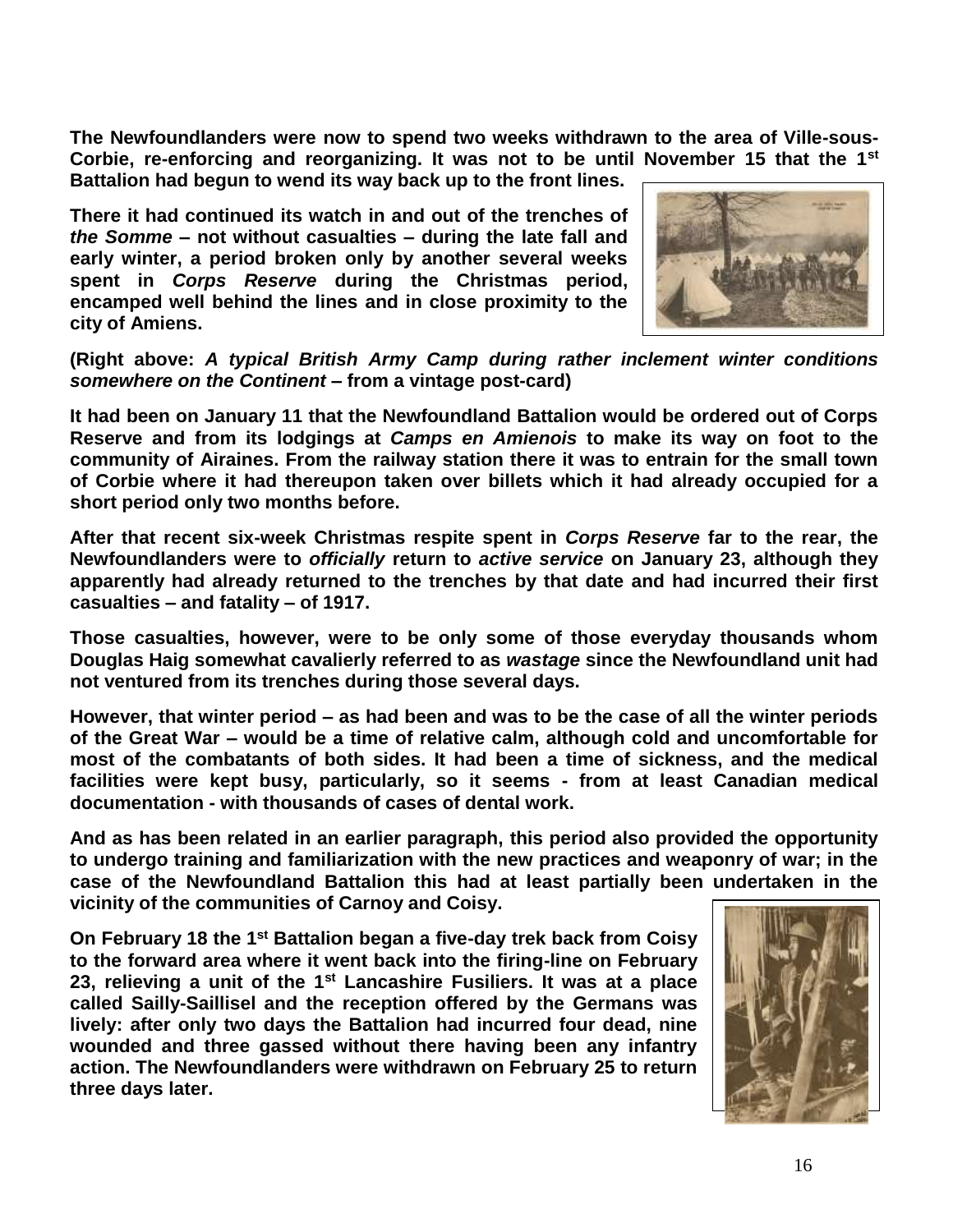**The Newfoundlanders were now to spend two weeks withdrawn to the area of Ville-sous-Corbie, re-enforcing and reorganizing. It was not to be until November 15 that the 1st Battalion had begun to wend its way back up to the front lines.**

**There it had continued its watch in and out of the trenches of *the Somme* – not without casualties – during the late fall and early winter, a period broken only by another several weeks spent in *Corps Reserve* during the Christmas period, encamped well behind the lines and in close proximity to the city of Amiens.**

**(Right above: *A typical British Army Camp during rather inclement winter conditions somewhere on the Continent* – from a vintage post-card)**

**It had been on January 11 that the Newfoundland Battalion would be ordered out of Corps Reserve and from its lodgings at *Camps en Amienois* to make its way on foot to the community of Airaines. From the railway station there it was to entrain for the small town of Corbie where it had thereupon taken over billets which it had already occupied for a short period only two months before.**

**After that recent six-week Christmas respite spent in *Corps Reserve* far to the rear, the Newfoundlanders were to *officially* return to *active service* on January 23, although they apparently had already returned to the trenches by that date and had incurred their first casualties – and fatality – of 1917.**

**Those casualties, however, were to be only some of those everyday thousands whom Douglas Haig somewhat cavalierly referred to as *wastage* since the Newfoundland unit had not ventured from its trenches during those several days.**

**However, that winter period – as had been and was to be the case of all the winter periods of the Great War – would be a time of relative calm, although cold and uncomfortable for most of the combatants of both sides. It had been a time of sickness, and the medical facilities were kept busy, particularly, so it seems - from at least Canadian medical documentation - with thousands of cases of dental work.**

**And as has been related in an earlier paragraph, this period also provided the opportunity to undergo training and familiarization with the new practices and weaponry of war; in the case of the Newfoundland Battalion this had at least partially been undertaken in the vicinity of the communities of Carnoy and Coisy.**

**On February 18 the 1st Battalion began a five-day trek back from Coisy to the forward area where it went back into the firing-line on February 23, relieving a unit of the 1st Lancashire Fusiliers. It was at a place called Sailly-Saillisel and the reception offered by the Germans was lively: after only two days the Battalion had incurred four dead, nine wounded and three gassed without there having been any infantry action. The Newfoundlanders were withdrawn on February 25 to return three days later.**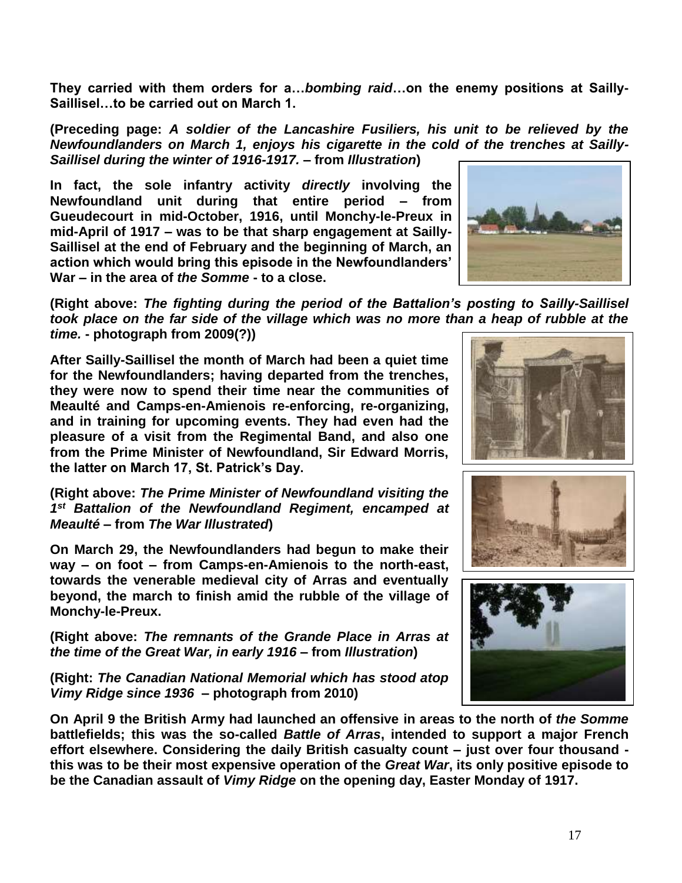**They carried with them orders for a…*bombing raid*…on the enemy positions at Sailly-Saillisel…to be carried out on March 1.**

**(Preceding page: *A soldier of the Lancashire Fusiliers, his unit to be relieved by the Newfoundlanders on March 1, enjoys his cigarette in the cold of the trenches at Sailly-Saillisel during the winter of 1916-1917.* – from *Illustration*)**

**In fact, the sole infantry activity *directly* involving the Newfoundland unit during that entire period – from Gueudecourt in mid-October, 1916, until Monchy-le-Preux in mid-April of 1917 – was to be that sharp engagement at Sailly-Saillisel at the end of February and the beginning of March, an action which would bring this episode in the Newfoundlanders' War – in the area of *the Somme* - to a close.**

**(Right above: *The fighting during the period of the Battalion's posting to Sailly-Saillisel took place on the far side of the village which was no more than a heap of rubble at the time.* - photograph from 2009(?))**

**After Sailly-Saillisel the month of March had been a quiet time for the Newfoundlanders; having departed from the trenches, they were now to spend their time near the communities of Meaulté and Camps-en-Amienois re-enforcing, re-organizing, and in training for upcoming events. They had even had the pleasure of a visit from the Regimental Band, and also one from the Prime Minister of Newfoundland, Sir Edward Morris, the latter on March 17, St. Patrick's Day.**

**(Right above: *The Prime Minister of Newfoundland visiting the 1st Battalion of the Newfoundland Regiment, encamped at Meaulté* – from *The War Illustrated*)**

**On March 29, the Newfoundlanders had begun to make their way – on foot – from Camps-en-Amienois to the north-east, towards the venerable medieval city of Arras and eventually beyond, the march to finish amid the rubble of the village of Monchy-le-Preux.**

**(Right above: *The remnants of the Grande Place in Arras at the time of the Great War, in early 1916* – from *Illustration*)**

**(Right: *The Canadian National Memorial which has stood atop Vimy Ridge since 1936* – photograph from 2010)**

**On April 9 the British Army had launched an offensive in areas to the north of *the Somme* battlefields; this was the so-called *Battle of Arras*, intended to support a major French effort elsewhere. Considering the daily British casualty count – just over four thousand - this was to be their most expensive operation of the *Great War*, its only positive episode to be the Canadian assault of *Vimy Ridge* on the opening day, Easter Monday of 1917.**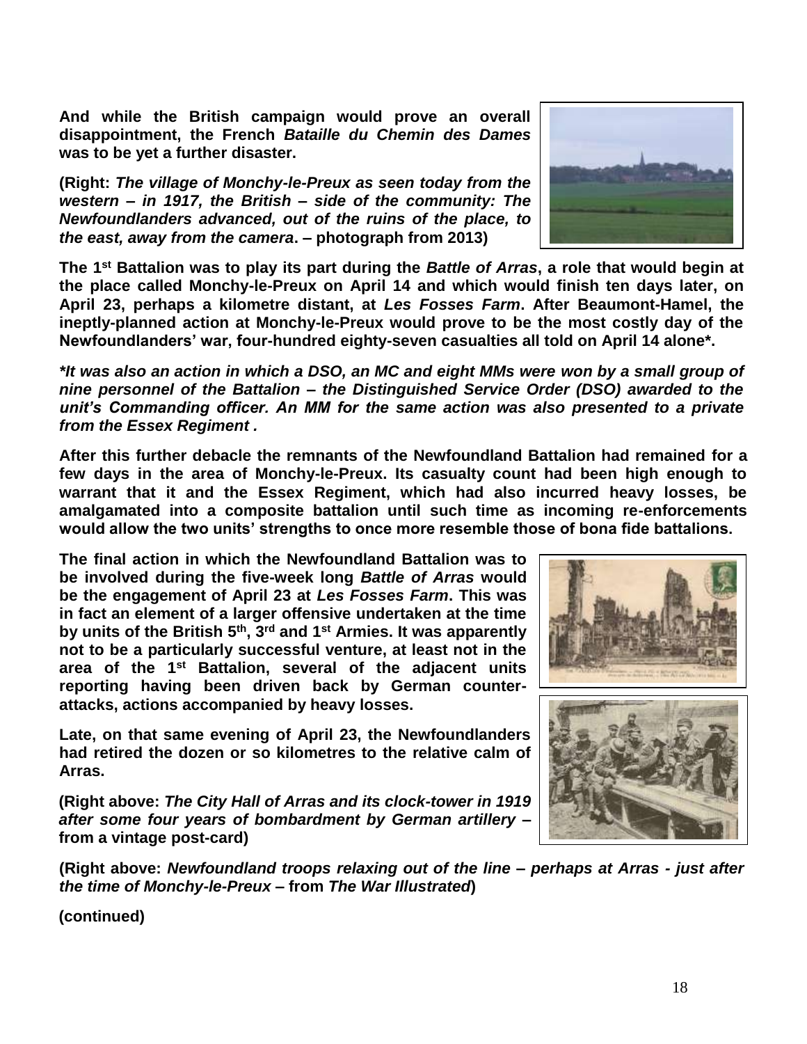**And while the British campaign would prove an overall disappointment, the French *Bataille du Chemin des Dames* was to be yet a further disaster.**

**(Right: *The village of Monchy-le-Preux as seen today from the western – in 1917, the British – side of the community: The Newfoundlanders advanced, out of the ruins of the place, to the east, away from the camera*. – photograph from 2013)**

**The 1st Battalion was to play its part during the *Battle of Arras*, a role that would begin at the place called Monchy-le-Preux on April 14 and which would finish ten days later, on April 23, perhaps a kilometre distant, at *Les Fosses Farm*. After Beaumont-Hamel, the ineptly-planned action at Monchy-le-Preux would prove to be the most costly day of the Newfoundlanders' war, four-hundred eighty-seven casualties all told on April 14 alone\*.**

***\*It was also an action in which a DSO, an MC and eight MMs were won by a small group of nine personnel of the Battalion – the Distinguished Service Order (DSO) awarded to the unit's Commanding officer. An MM for the same action was also presented to a private from the Essex Regiment .***

**After this further debacle the remnants of the Newfoundland Battalion had remained for a few days in the area of Monchy-le-Preux. Its casualty count had been high enough to warrant that it and the Essex Regiment, which had also incurred heavy losses, be amalgamated into a composite battalion until such time as incoming re-enforcements would allow the two units' strengths to once more resemble those of bona fide battalions.**

**The final action in which the Newfoundland Battalion was to be involved during the five-week long *Battle of Arras* would be the engagement of April 23 at *Les Fosses Farm*. This was in fact an element of a larger offensive undertaken at the time by units of the British 5th, 3rd and 1st Armies. It was apparently not to be a particularly successful venture, at least not in the area of the 1st Battalion, several of the adjacent units reporting having been driven back by German counter-attacks, actions accompanied by heavy losses.**

**Late, on that same evening of April 23, the Newfoundlanders had retired the dozen or so kilometres to the relative calm of Arras.**

**(Right above: *The City Hall of Arras and its clock-tower in 1919 after some four years of bombardment by German artillery* – from a vintage post-card)**

**(Right above: *Newfoundland troops relaxing out of the line – perhaps at Arras - just after the time of Monchy-le-Preux* – from *The War Illustrated*)**

**(continued)**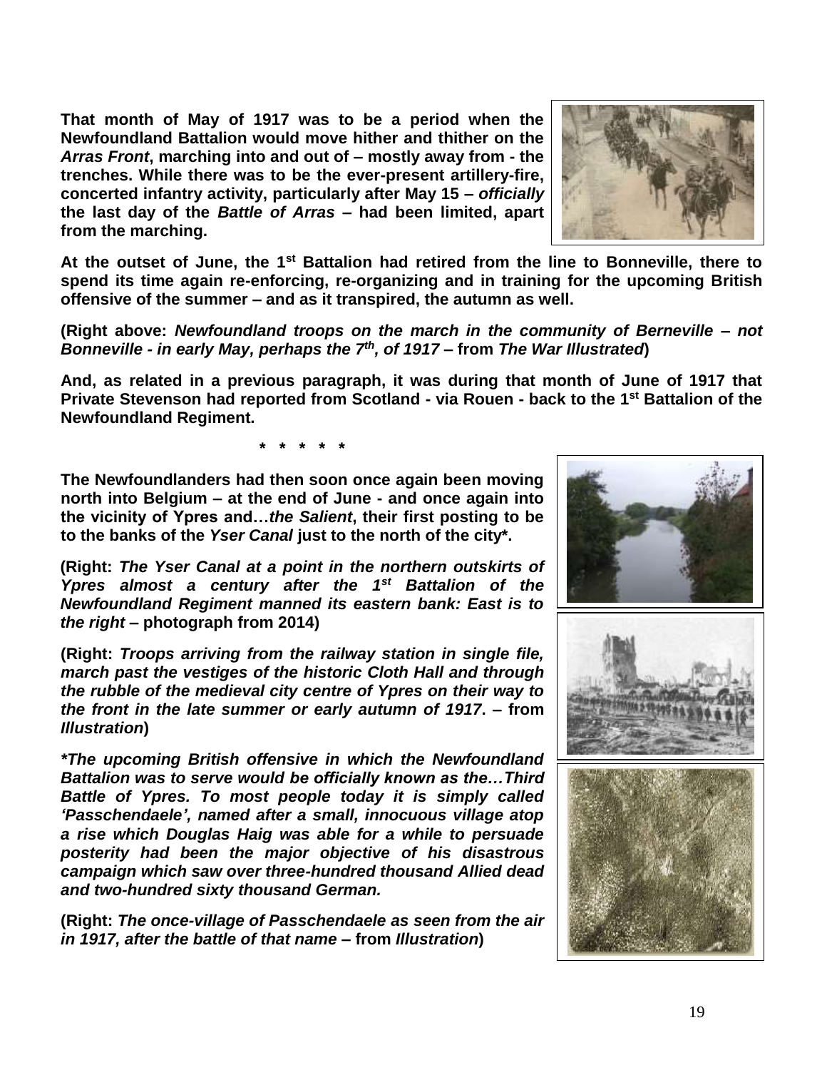**That month of May of 1917 was to be a period when the Newfoundland Battalion would move hither and thither on the *Arras Front*, marching into and out of – mostly away from - the trenches. While there was to be the ever-present artillery-fire, concerted infantry activity, particularly after May 15 – *officially* the last day of the *Battle of Arras* – had been limited, apart from the marching.**

**At the outset of June, the 1st Battalion had retired from the line to Bonneville, there to spend its time again re-enforcing, re-organizing and in training for the upcoming British offensive of the summer – and as it transpired, the autumn as well.**

**(Right above: *Newfoundland troops on the march in the community of Berneville – not Bonneville - in early May, perhaps the 7th, of 1917* – from *The War Illustrated*)**

**And, as related in a previous paragraph, it was during that month of June of 1917 that Private Stevenson had reported from Scotland - via Rouen - back to the 1st Battalion of the Newfoundland Regiment.**

**\* \* \* \* \***

**The Newfoundlanders had then soon once again been moving north into Belgium – at the end of June - and once again into the vicinity of Ypres and…*the Salient*, their first posting to be to the banks of the *Yser Canal* just to the north of the city\*.**

**(Right: *The Yser Canal at a point in the northern outskirts of Ypres almost a century after the 1st Battalion of the Newfoundland Regiment manned its eastern bank: East is to the right* – photograph from 2014)**

**(Right: *Troops arriving from the railway station in single file, march past the vestiges of the historic Cloth Hall and through the rubble of the medieval city centre of Ypres on their way to the front in the late summer or early autumn of 1917*. – from *Illustration*)**

***\*The upcoming British offensive in which the Newfoundland Battalion was to serve would be officially known as the…Third Battle of Ypres. To most people today it is simply called 'Passchendaele', named after a small, innocuous village atop a rise which Douglas Haig was able for a while to persuade posterity had been the major objective of his disastrous campaign which saw over three-hundred thousand Allied dead and two-hundred sixty thousand German.***

**(Right: *The once-village of Passchendaele as seen from the air in 1917, after the battle of that name* – from *Illustration*)**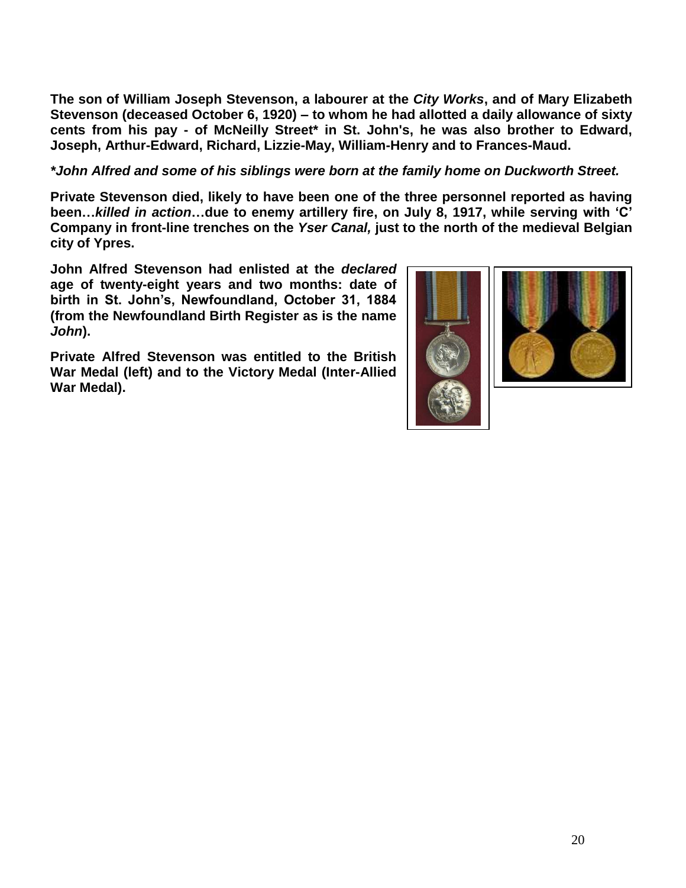**The son of William Joseph Stevenson, a labourer at the *City Works*, and of Mary Elizabeth Stevenson (deceased October 6, 1920) – to whom he had allotted a daily allowance of sixty cents from his pay - of McNeilly Street\* in St. John's, he was also brother to Edward, Joseph, Arthur-Edward, Richard, Lizzie-May, William-Henry and to Frances-Maud.**

***\*John Alfred and some of his siblings were born at the family home on Duckworth Street.***

**Private Stevenson died, likely to have been one of the three personnel reported as having been…*killed in action*…due to enemy artillery fire, on July 8, 1917, while serving with 'C' Company in front-line trenches on the *Yser Canal,* just to the north of the medieval Belgian city of Ypres.**

**John Alfred Stevenson had enlisted at the *declared* age of twenty-eight years and two months: date of birth in St. John's, Newfoundland, October 31, 1884 (from the Newfoundland Birth Register as is the name *John*).**

**Private Alfred Stevenson was entitled to the British War Medal (left) and to the Victory Medal (Inter-Allied War Medal).**